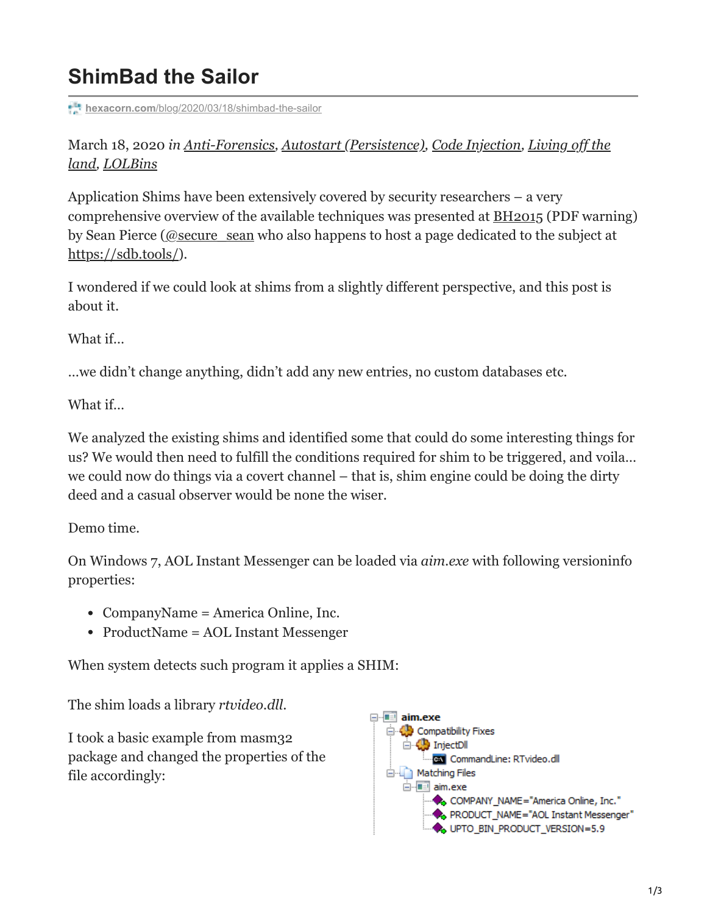# ShimBad the Sailor

hexacorn.com/blog/2020/03/18/shimbad-the-sailor

March 18, 2020 *in* Anti-Forensics, Autostart (Persistence), Code Injection, Living off the land, LOLBins

Application Shims have been extensively covered by security researchers – a very comprehensive overview of the available techniques was presented at BH2015 (PDF warning) by Sean Pierce (@secure_sean who also happens to host a page dedicated to the subject at https://sdb.tools/).

I wondered if we could look at shims from a slightly different perspective, and this post is about it.

What if…

…we didn't change anything, didn't add any new entries, no custom databases etc.

What if…

We analyzed the existing shims and identified some that could do some interesting things for us? We would then need to fulfill the conditions required for shim to be triggered, and voila… we could now do things via a covert channel – that is, shim engine could be doing the dirty deed and a casual observer would be none the wiser.

Demo time.

On Windows 7, AOL Instant Messenger can be loaded via *aim.exe* with following versioninfo properties:

- CompanyName = America Online, Inc.
- ProductName = AOL Instant Messenger

When system detects such program it applies a SHIM:

```
aim.exe
  Compatibility Fixes
    InjectDll
      CommandLine: RTvideo.dll
  Matching Files
    aim.exe
      COMPANY_NAME="America Online, Inc."
      PRODUCT_NAME="AOL Instant Messenger"
      UPTO_BIN_PRODUCT_VERSION=5.9
```

The shim loads a library *rtvideo.dll*.

I took a basic example from masm32 package and changed the properties of the file accordingly: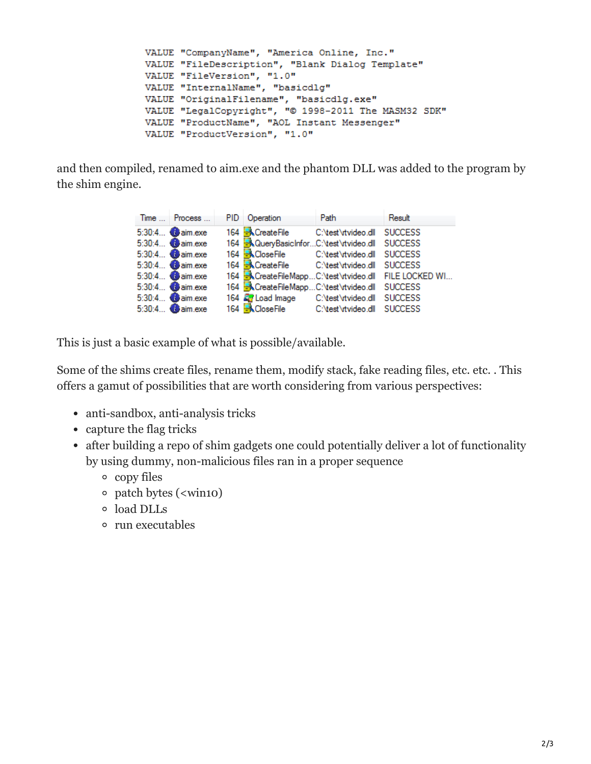```
VALUE "CompanyName", "America Online, Inc."
VALUE "FileDescription", "Blank Dialog Template"
VALUE "FileVersion", "1.0"
VALUE "InternalName", "basicdlg"
VALUE "OriginalFilename", "basicdlg.exe"
VALUE "LegalCopyright", "© 1998-2011 The MASM32 SDK"
VALUE "ProductName", "AOL Instant Messenger"
VALUE "ProductVersion", "1.0"
```

and then compiled, renamed to aim.exe and the phantom DLL was added to the program by the shim engine.

| Time ... | Process ... | PID | Operation | Path | Result |
| --- | --- | --- | --- | --- | --- |
| 5:30:4... | aim.exe | 164 | CreateFile | C:\test\vtvideo.dll | SUCCESS |
| 5:30:4... | aim.exe | 164 | QueryBasicInfor... | C:\test\vtvideo.dll | SUCCESS |
| 5:30:4... | aim.exe | 164 | CloseFile | C:\test\vtvideo.dll | SUCCESS |
| 5:30:4... | aim.exe | 164 | CreateFile | C:\test\vtvideo.dll | SUCCESS |
| 5:30:4... | aim.exe | 164 | CreateFileMapp... | C:\test\vtvideo.dll | FILE LOCKED WI... |
| 5:30:4... | aim.exe | 164 | CreateFileMapp... | C:\test\vtvideo.dll | SUCCESS |
| 5:30:4... | aim.exe | 164 | Load Image | C:\test\vtvideo.dll | SUCCESS |
| 5:30:4... | aim.exe | 164 | CloseFile | C:\test\vtvideo.dll | SUCCESS |

This is just a basic example of what is possible/available.

Some of the shims create files, rename them, modify stack, fake reading files, etc. etc. . This offers a gamut of possibilities that are worth considering from various perspectives:

- anti-sandbox, anti-analysis tricks
- capture the flag tricks
- after building a repo of shim gadgets one could potentially deliver a lot of functionality by using dummy, non-malicious files ran in a proper sequence
  - copy files
  - patch bytes (<win10)
  - load DLLs
  - run executables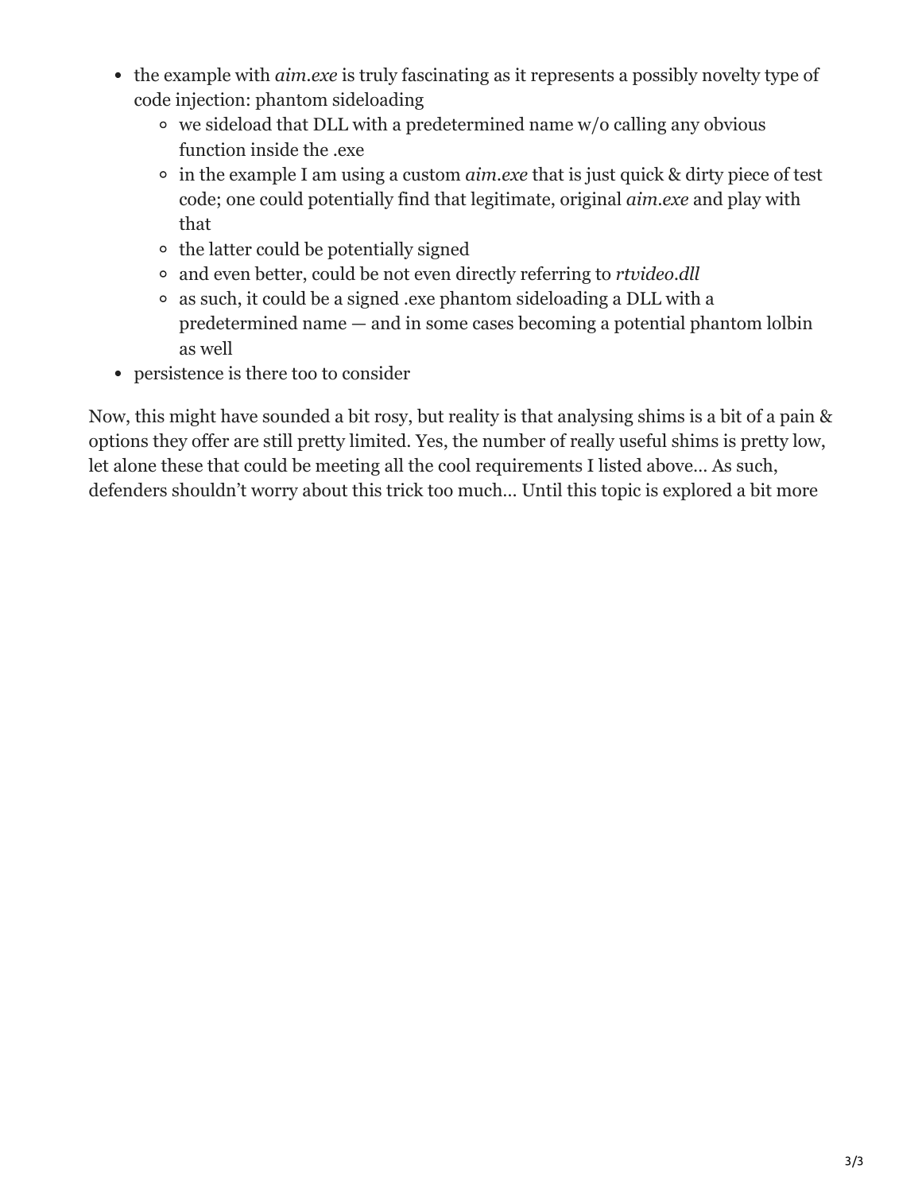- the example with *aim.exe* is truly fascinating as it represents a possibly novelty type of code injection: phantom sideloading
  - we sideload that DLL with a predetermined name w/o calling any obvious function inside the .exe
  - in the example I am using a custom *aim.exe* that is just quick & dirty piece of test code; one could potentially find that legitimate, original *aim.exe* and play with that
  - the latter could be potentially signed
  - and even better, could be not even directly referring to *rtvideo.dll*
  - as such, it could be a signed .exe phantom sideloading a DLL with a predetermined name — and in some cases becoming a potential phantom lolbin as well
- persistence is there too to consider

Now, this might have sounded a bit rosy, but reality is that analysing shims is a bit of a pain & options they offer are still pretty limited. Yes, the number of really useful shims is pretty low, let alone these that could be meeting all the cool requirements I listed above… As such, defenders shouldn't worry about this trick too much… Until this topic is explored a bit more